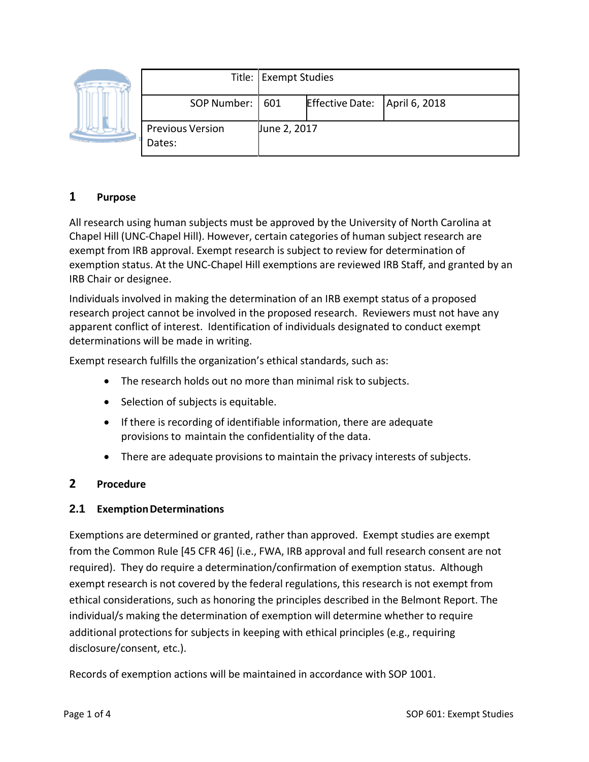| Title: | Exempt Studies | | |
| --- | --- | --- | --- |
| SOP Number: | 601 | Effective Date: | April 6, 2018 |
| Previous Version Dates: | June 2, 2017 | | |

## 1 Purpose

All research using human subjects must be approved by the University of North Carolina at Chapel Hill (UNC-Chapel Hill). However, certain categories of human subject research are exempt from IRB approval. Exempt research is subject to review for determination of exemption status. At the UNC-Chapel Hill exemptions are reviewed IRB Staff, and granted by an IRB Chair or designee.

Individuals involved in making the determination of an IRB exempt status of a proposed research project cannot be involved in the proposed research. Reviewers must not have any apparent conflict of interest. Identification of individuals designated to conduct exempt determinations will be made in writing.

Exempt research fulfills the organization's ethical standards, such as:

- The research holds out no more than minimal risk to subjects.
- Selection of subjects is equitable.
- If there is recording of identifiable information, there are adequate provisions to maintain the confidentiality of the data.
- There are adequate provisions to maintain the privacy interests of subjects.

## 2 Procedure

### 2.1 Exemption Determinations

Exemptions are determined or granted, rather than approved. Exempt studies are exempt from the Common Rule [45 CFR 46] (i.e., FWA, IRB approval and full research consent are not required). They do require a determination/confirmation of exemption status. Although exempt research is not covered by the federal regulations, this research is not exempt from ethical considerations, such as honoring the principles described in the Belmont Report. The individual/s making the determination of exemption will determine whether to require additional protections for subjects in keeping with ethical principles (e.g., requiring disclosure/consent, etc.).

Records of exemption actions will be maintained in accordance with SOP 1001.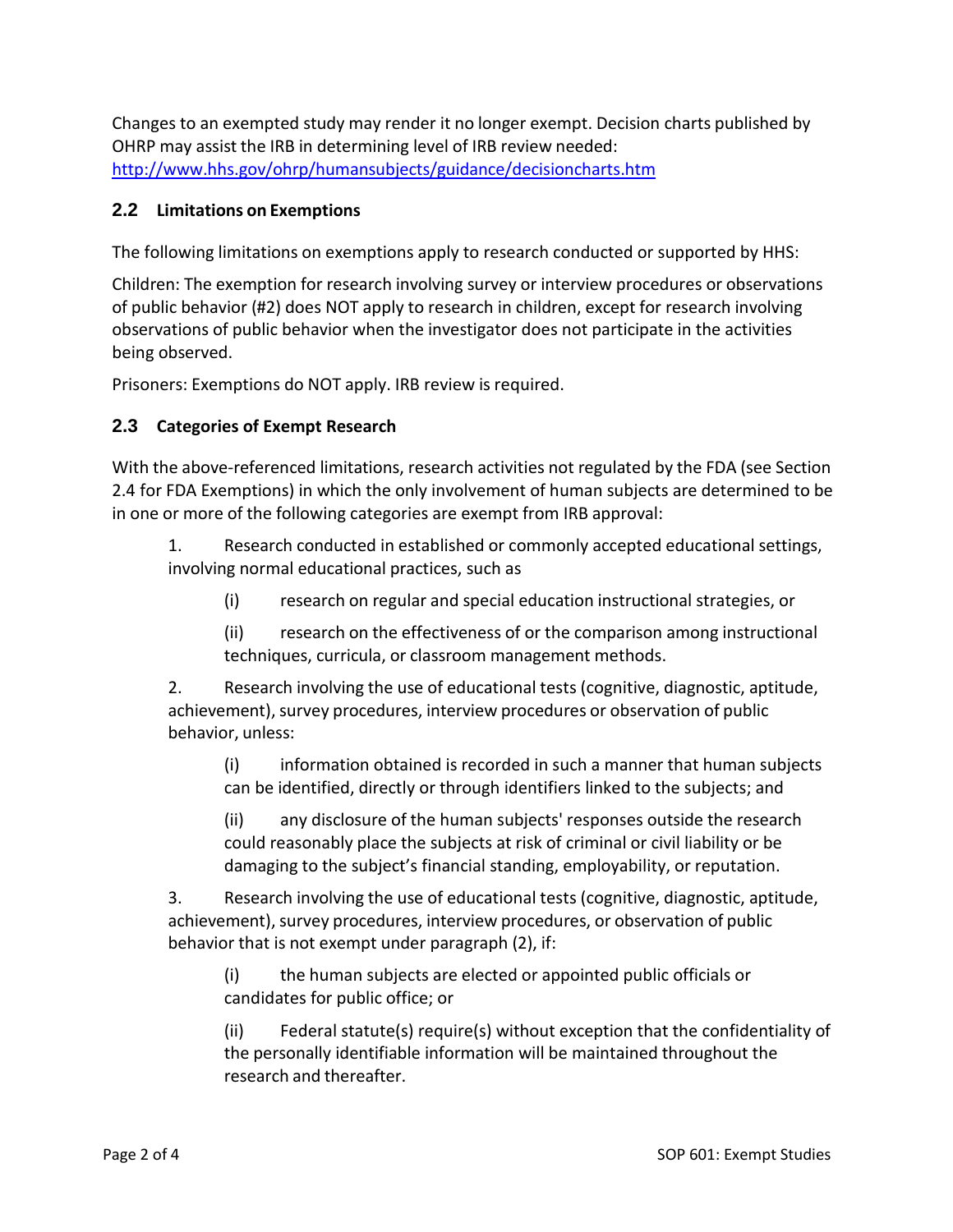Changes to an exempted study may render it no longer exempt. Decision charts published by OHRP may assist the IRB in determining level of IRB review needed: [http://www.hhs.gov/ohrp/humansubjects/guidance/decisioncharts.htm](http://www.hhs.gov/ohrp/humansubjects/guidance/decisioncharts.htm)

### 2.2 Limitations on Exemptions

The following limitations on exemptions apply to research conducted or supported by HHS:

Children: The exemption for research involving survey or interview procedures or observations of public behavior (#2) does NOT apply to research in children, except for research involving observations of public behavior when the investigator does not participate in the activities being observed.

Prisoners: Exemptions do NOT apply. IRB review is required.

### 2.3 Categories of Exempt Research

With the above-referenced limitations, research activities not regulated by the FDA (see Section 2.4 for FDA Exemptions) in which the only involvement of human subjects are determined to be in one or more of the following categories are exempt from IRB approval:

1. Research conducted in established or commonly accepted educational settings, involving normal educational practices, such as

   (i) research on regular and special education instructional strategies, or

   (ii) research on the effectiveness of or the comparison among instructional techniques, curricula, or classroom management methods.

2. Research involving the use of educational tests (cognitive, diagnostic, aptitude, achievement), survey procedures, interview procedures or observation of public behavior, unless:

   (i) information obtained is recorded in such a manner that human subjects can be identified, directly or through identifiers linked to the subjects; and

   (ii) any disclosure of the human subjects' responses outside the research could reasonably place the subjects at risk of criminal or civil liability or be damaging to the subject's financial standing, employability, or reputation.

3. Research involving the use of educational tests (cognitive, diagnostic, aptitude, achievement), survey procedures, interview procedures, or observation of public behavior that is not exempt under paragraph (2), if:

   (i) the human subjects are elected or appointed public officials or candidates for public office; or

   (ii) Federal statute(s) require(s) without exception that the confidentiality of the personally identifiable information will be maintained throughout the research and thereafter.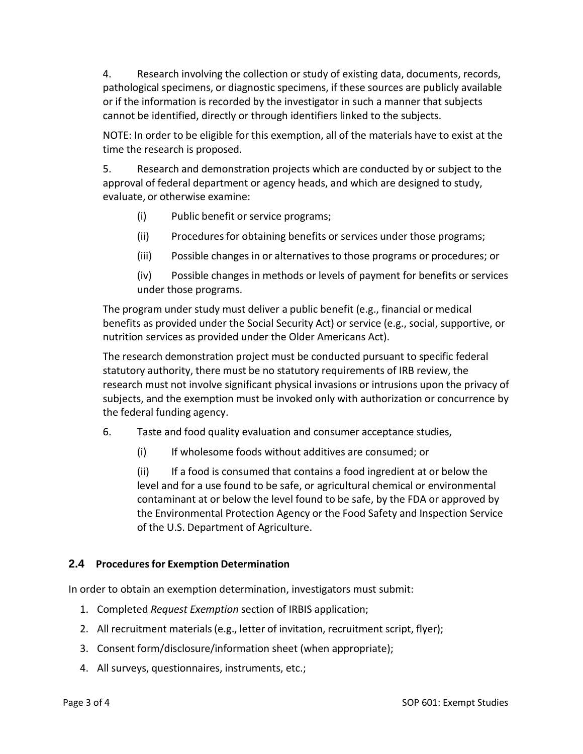4. Research involving the collection or study of existing data, documents, records, pathological specimens, or diagnostic specimens, if these sources are publicly available or if the information is recorded by the investigator in such a manner that subjects cannot be identified, directly or through identifiers linked to the subjects.

NOTE: In order to be eligible for this exemption, all of the materials have to exist at the time the research is proposed.

5. Research and demonstration projects which are conducted by or subject to the approval of federal department or agency heads, and which are designed to study, evaluate, or otherwise examine:

   (i) Public benefit or service programs;

   (ii) Procedures for obtaining benefits or services under those programs;

   (iii) Possible changes in or alternatives to those programs or procedures; or

   (iv) Possible changes in methods or levels of payment for benefits or services under those programs.

The program under study must deliver a public benefit (e.g., financial or medical benefits as provided under the Social Security Act) or service (e.g., social, supportive, or nutrition services as provided under the Older Americans Act).

The research demonstration project must be conducted pursuant to specific federal statutory authority, there must be no statutory requirements of IRB review, the research must not involve significant physical invasions or intrusions upon the privacy of subjects, and the exemption must be invoked only with authorization or concurrence by the federal funding agency.

6. Taste and food quality evaluation and consumer acceptance studies,

   (i) If wholesome foods without additives are consumed; or

   (ii) If a food is consumed that contains a food ingredient at or below the level and for a use found to be safe, or agricultural chemical or environmental contaminant at or below the level found to be safe, by the FDA or approved by the Environmental Protection Agency or the Food Safety and Inspection Service of the U.S. Department of Agriculture.

### 2.4 Procedures for Exemption Determination

In order to obtain an exemption determination, investigators must submit:

1. Completed *Request Exemption* section of IRBIS application;
2. All recruitment materials (e.g., letter of invitation, recruitment script, flyer);
3. Consent form/disclosure/information sheet (when appropriate);
4. All surveys, questionnaires, instruments, etc.;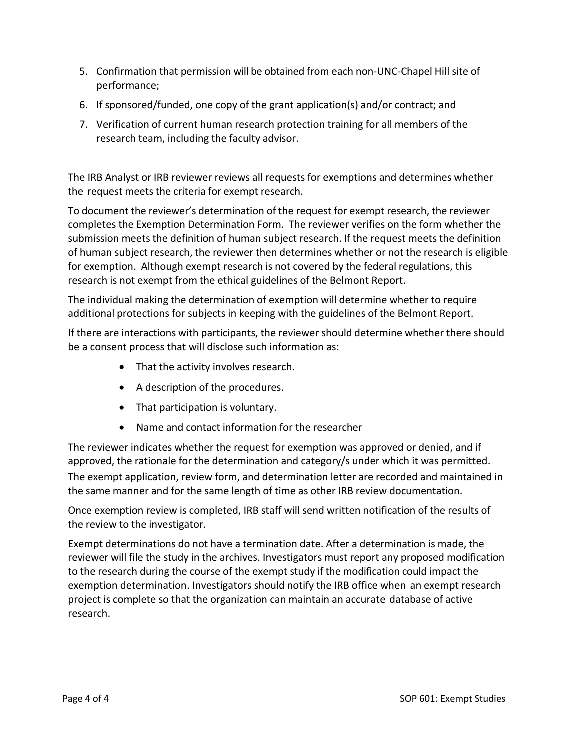5. Confirmation that permission will be obtained from each non-UNC-Chapel Hill site of performance;
6. If sponsored/funded, one copy of the grant application(s) and/or contract; and
7. Verification of current human research protection training for all members of the research team, including the faculty advisor.

The IRB Analyst or IRB reviewer reviews all requests for exemptions and determines whether the request meets the criteria for exempt research.

To document the reviewer's determination of the request for exempt research, the reviewer completes the Exemption Determination Form. The reviewer verifies on the form whether the submission meets the definition of human subject research. If the request meets the definition of human subject research, the reviewer then determines whether or not the research is eligible for exemption. Although exempt research is not covered by the federal regulations, this research is not exempt from the ethical guidelines of the Belmont Report.

The individual making the determination of exemption will determine whether to require additional protections for subjects in keeping with the guidelines of the Belmont Report.

If there are interactions with participants, the reviewer should determine whether there should be a consent process that will disclose such information as:

- That the activity involves research.
- A description of the procedures.
- That participation is voluntary.
- Name and contact information for the researcher

The reviewer indicates whether the request for exemption was approved or denied, and if approved, the rationale for the determination and category/s under which it was permitted. The exempt application, review form, and determination letter are recorded and maintained in the same manner and for the same length of time as other IRB review documentation.

Once exemption review is completed, IRB staff will send written notification of the results of the review to the investigator.

Exempt determinations do not have a termination date. After a determination is made, the reviewer will file the study in the archives. Investigators must report any proposed modification to the research during the course of the exempt study if the modification could impact the exemption determination. Investigators should notify the IRB office when an exempt research project is complete so that the organization can maintain an accurate database of active research.